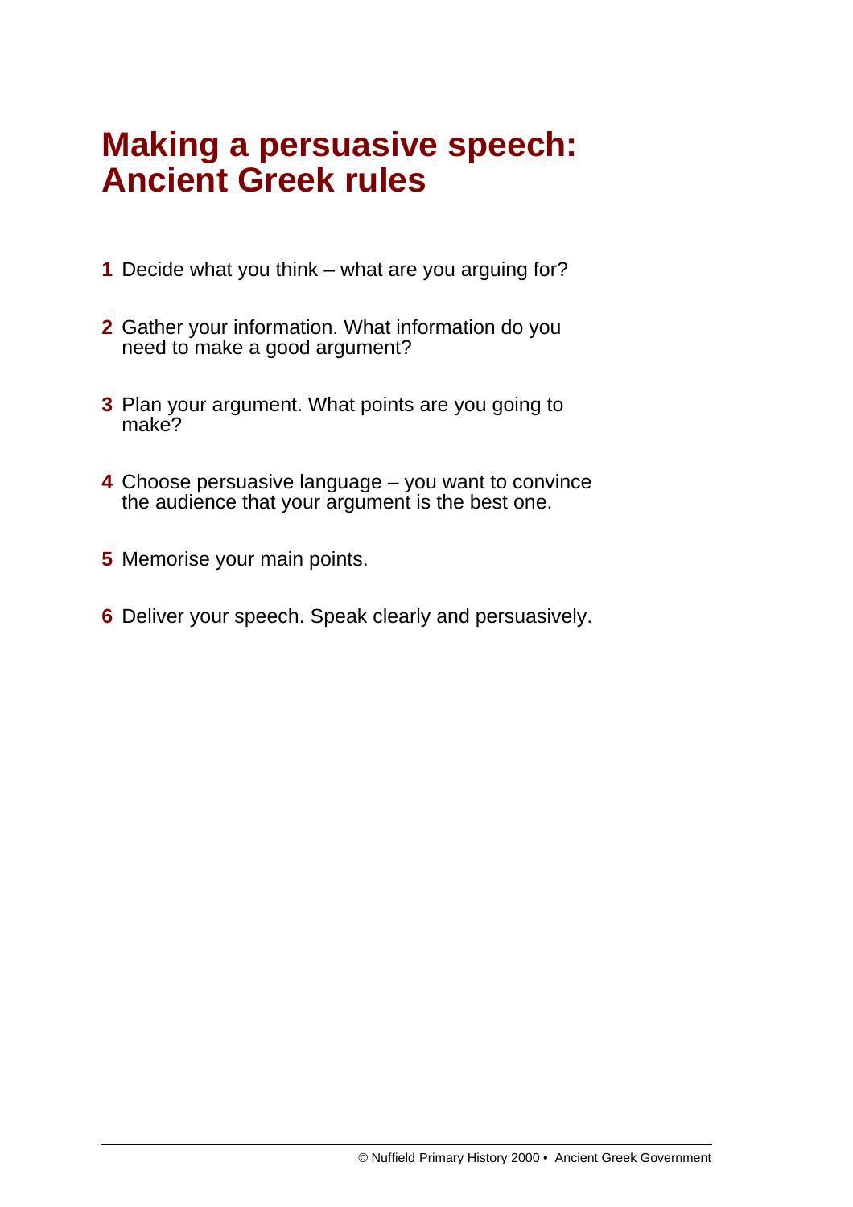# Making a persuasive speech: Ancient Greek rules

1. Decide what you think – what are you arguing for?
2. Gather your information. What information do you need to make a good argument?
3. Plan your argument. What points are you going to make?
4. Choose persuasive language – you want to convince the audience that your argument is the best one.
5. Memorise your main points.
6. Deliver your speech. Speak clearly and persuasively.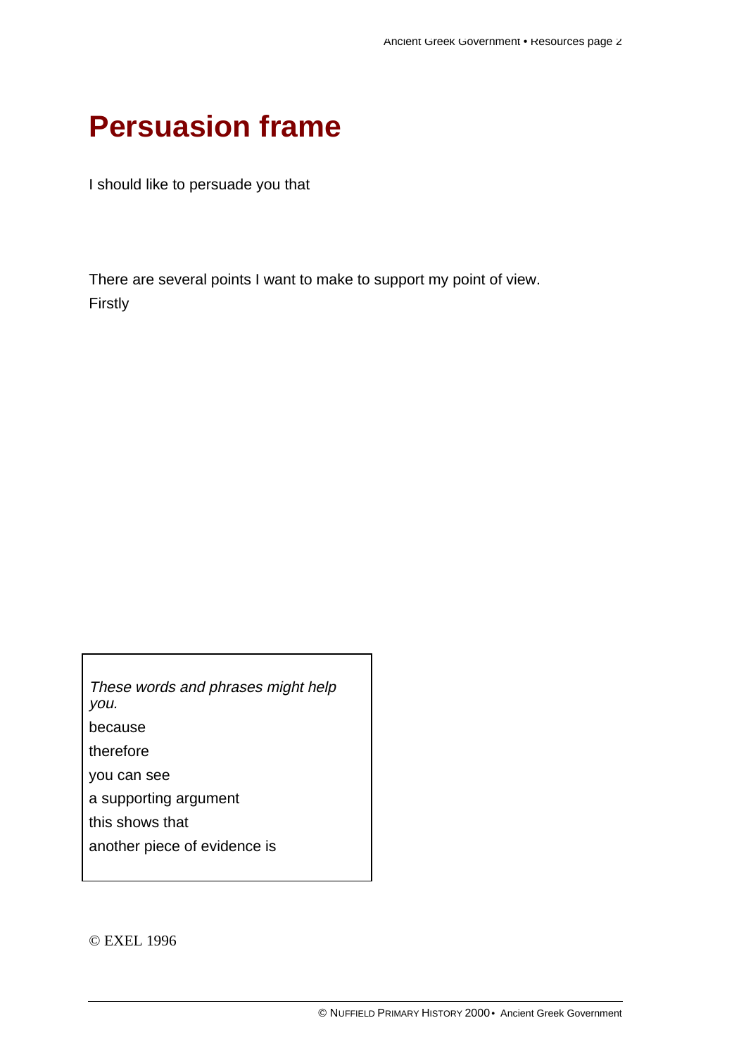# Persuasion frame

I should like to persuade you that

There are several points I want to make to support my point of view.

Firstly

*These words and phrases might help you.*

because

therefore

you can see

a supporting argument

this shows that

another piece of evidence is

© EXEL 1996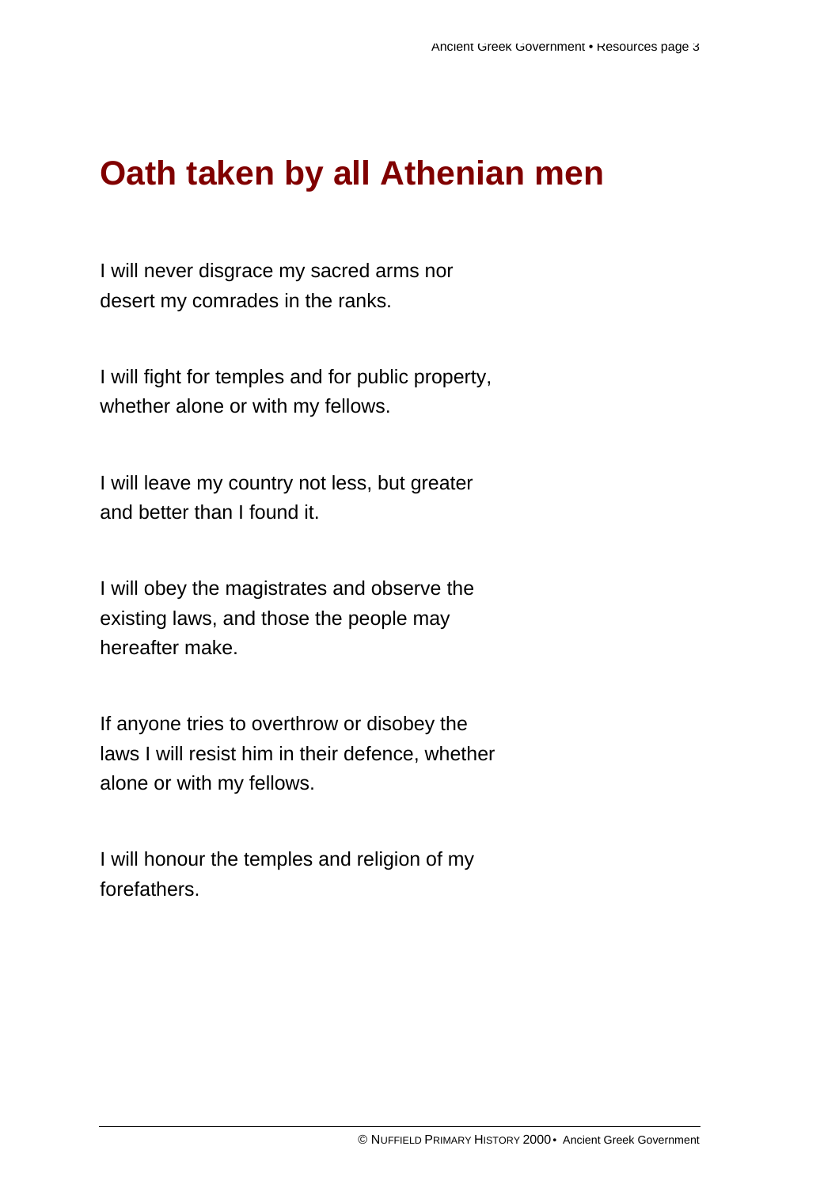# Oath taken by all Athenian men

I will never disgrace my sacred arms nor desert my comrades in the ranks.

I will fight for temples and for public property, whether alone or with my fellows.

I will leave my country not less, but greater and better than I found it.

I will obey the magistrates and observe the existing laws, and those the people may hereafter make.

If anyone tries to overthrow or disobey the laws I will resist him in their defence, whether alone or with my fellows.

I will honour the temples and religion of my forefathers.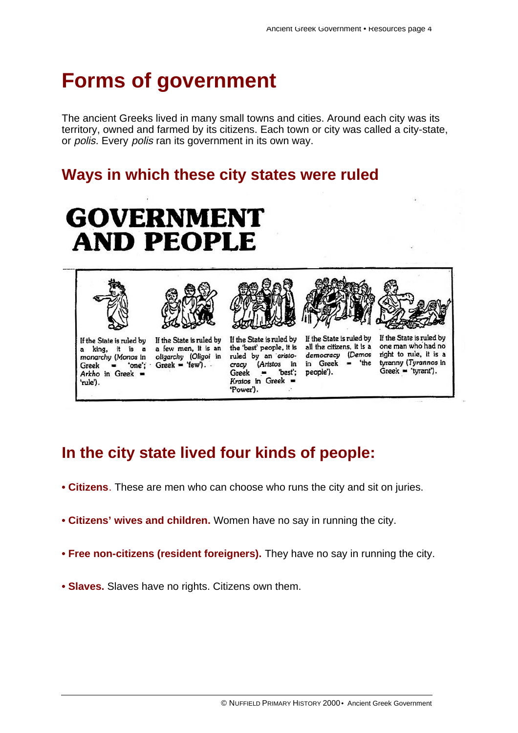# Forms of government

The ancient Greeks lived in many small towns and cities. Around each city was its territory, owned and farmed by its citizens. Each town or city was called a city-state, or *polis*. Every *polis* ran its government in its own way.

## Ways in which these city states were ruled

**GOVERNMENT AND PEOPLE**

If the State is ruled by a king, it is a *monarchy* (*Monos* in Greek = 'one'; *Arkho* in Greek = 'rule').

If the State is ruled by a few men, it is an *oligarchy* (*Oligoi* in Greek = 'few').

If the State is ruled by the 'best' people, it is ruled by an *aristocracy* (*Aristos* in Greek = 'best'; *Kratos* in Greek = 'Power').

If the State is ruled by all the citizens, it is a *democracy* (*Demos* in Greek = 'the people').

If the State is ruled by one man who had no right to rule, it is a *tyranny* (*Tyrannos* in Greek = 'tyrant').

## In the city state lived four kinds of people:

- **Citizens**. These are men who can choose who runs the city and sit on juries.
- **Citizens' wives and children.** Women have no say in running the city.
- **Free non-citizens (resident foreigners).** They have no say in running the city.
- **Slaves.** Slaves have no rights. Citizens own them.